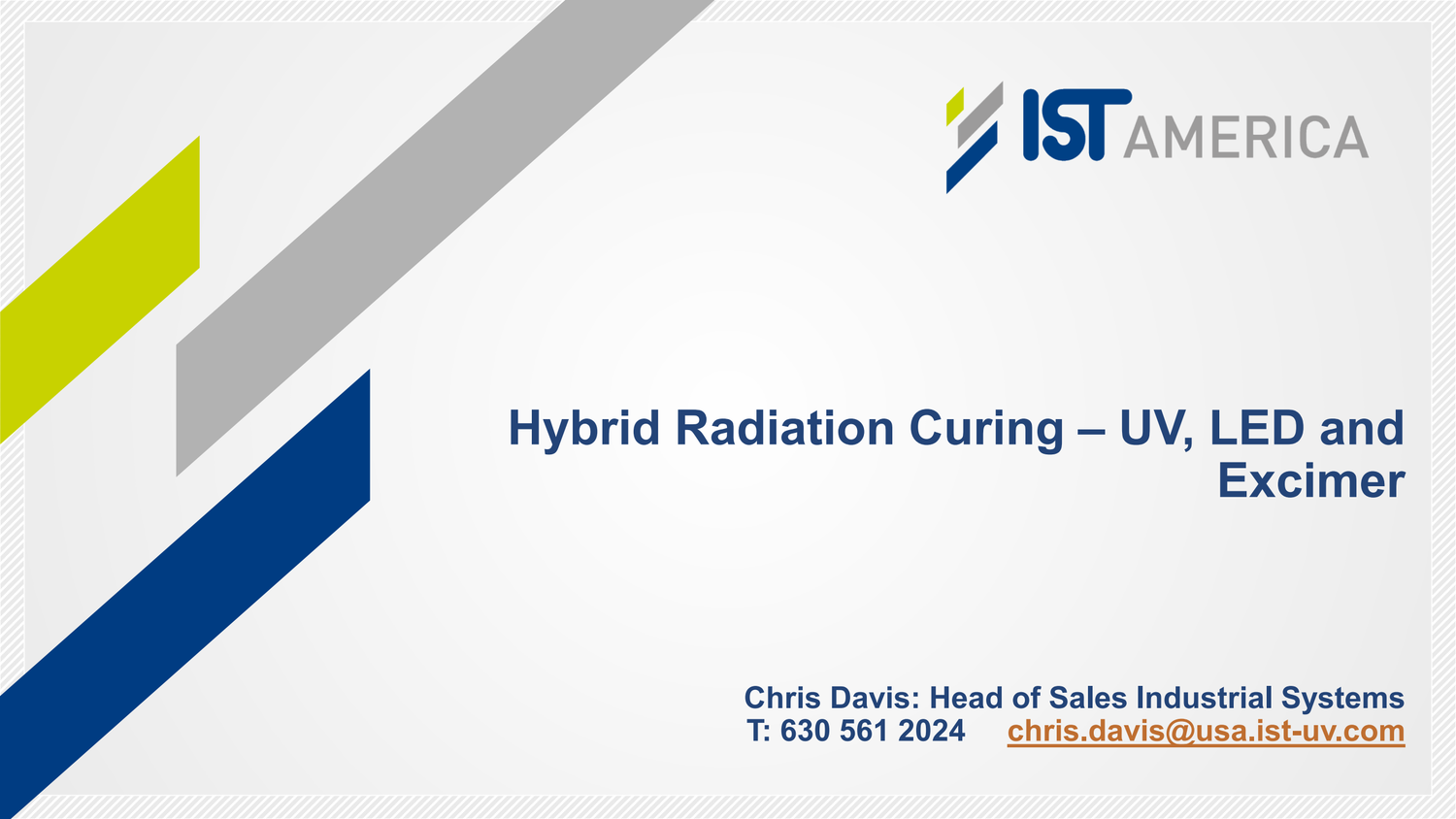IST AMERICA

# Hybrid Radiation Curing – UV, LED and Excimer

**Chris Davis: Head of Sales Industrial Systems**
**T: 630 561 2024** **chris.davis@usa.ist-uv.com**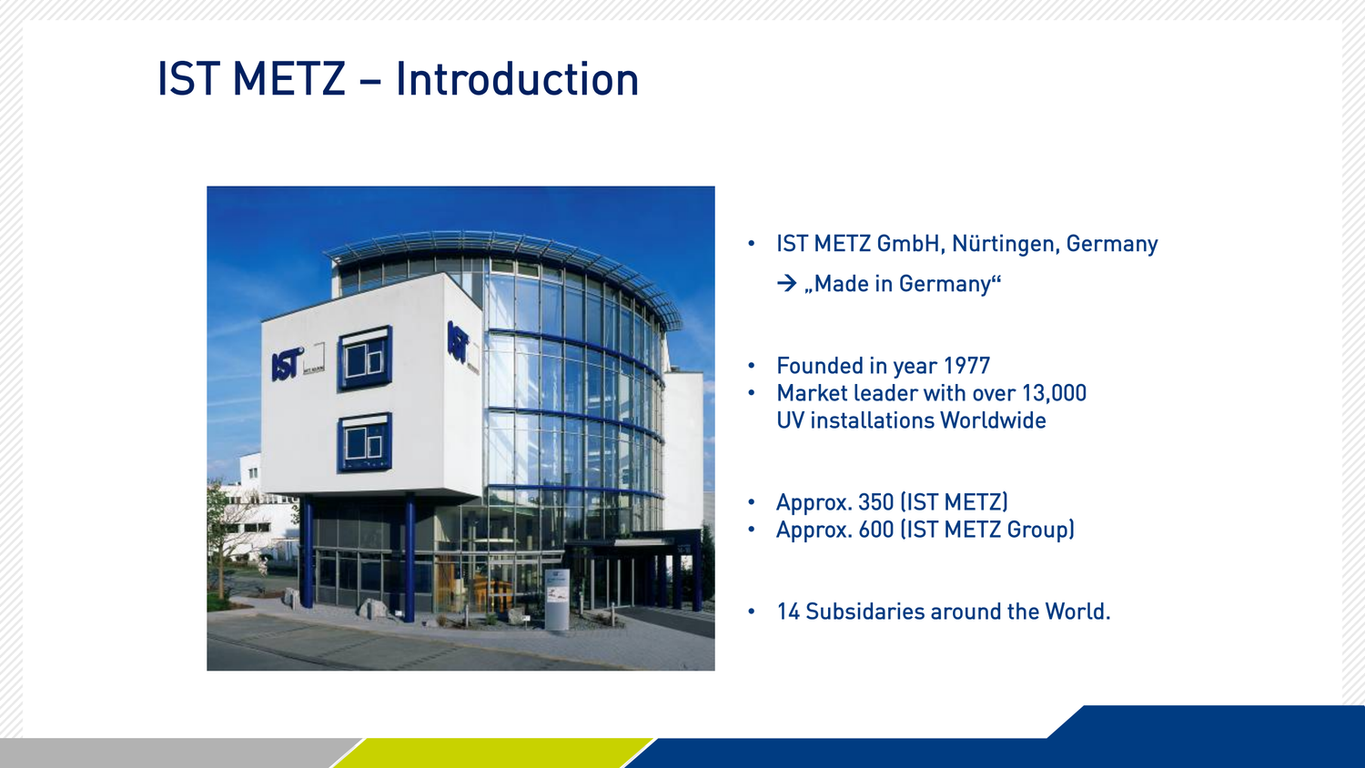# IST METZ – Introduction

- IST METZ GmbH, Nürtingen, Germany
  → „Made in Germany“

- Founded in year 1977
- Market leader with over 13,000 UV installations Worldwide

- Approx. 350 (IST METZ)
- Approx. 600 (IST METZ Group)

- 14 Subsidaries around the World.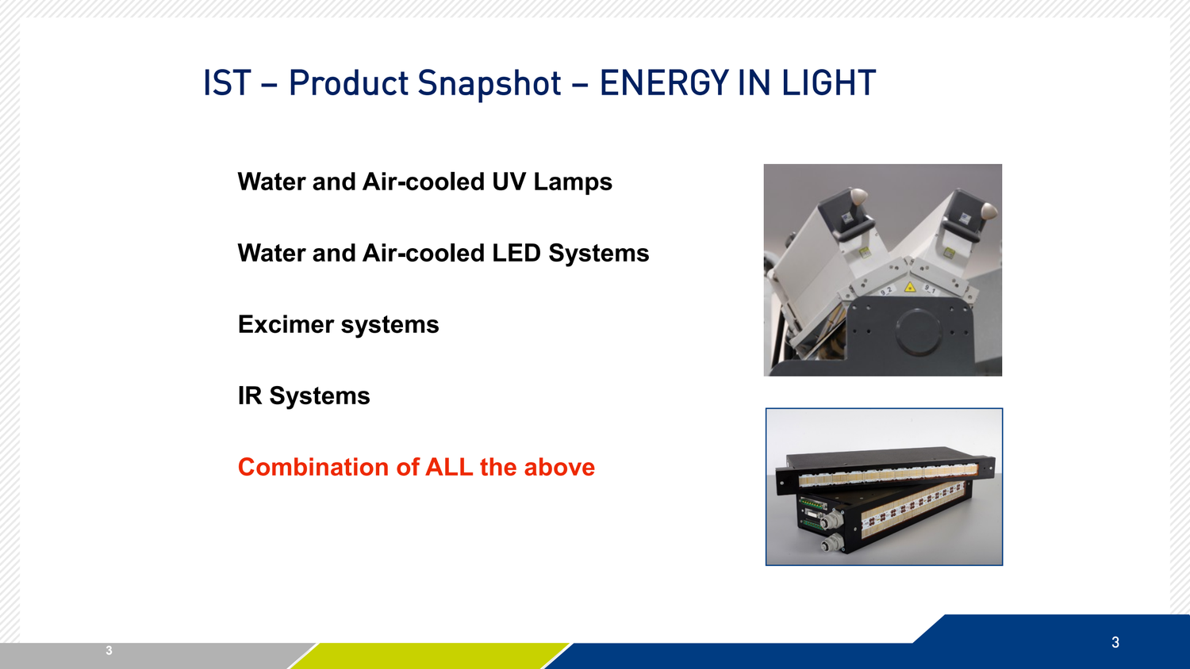# IST – Product Snapshot – ENERGY IN LIGHT

**Water and Air-cooled UV Lamps**

**Water and Air-cooled LED Systems**

**Excimer systems**

**IR Systems**

**Combination of ALL the above**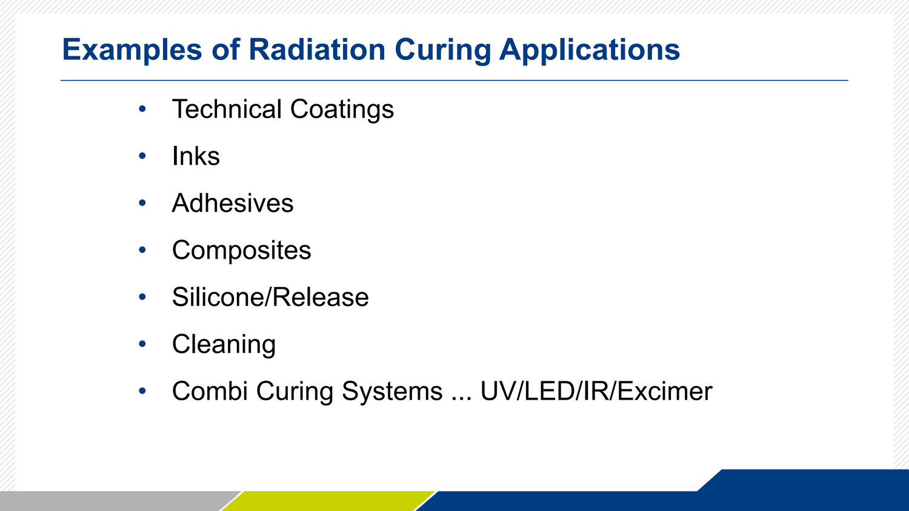# Examples of Radiation Curing Applications

- Technical Coatings
- Inks
- Adhesives
- Composites
- Silicone/Release
- Cleaning
- Combi Curing Systems ... UV/LED/IR/Excimer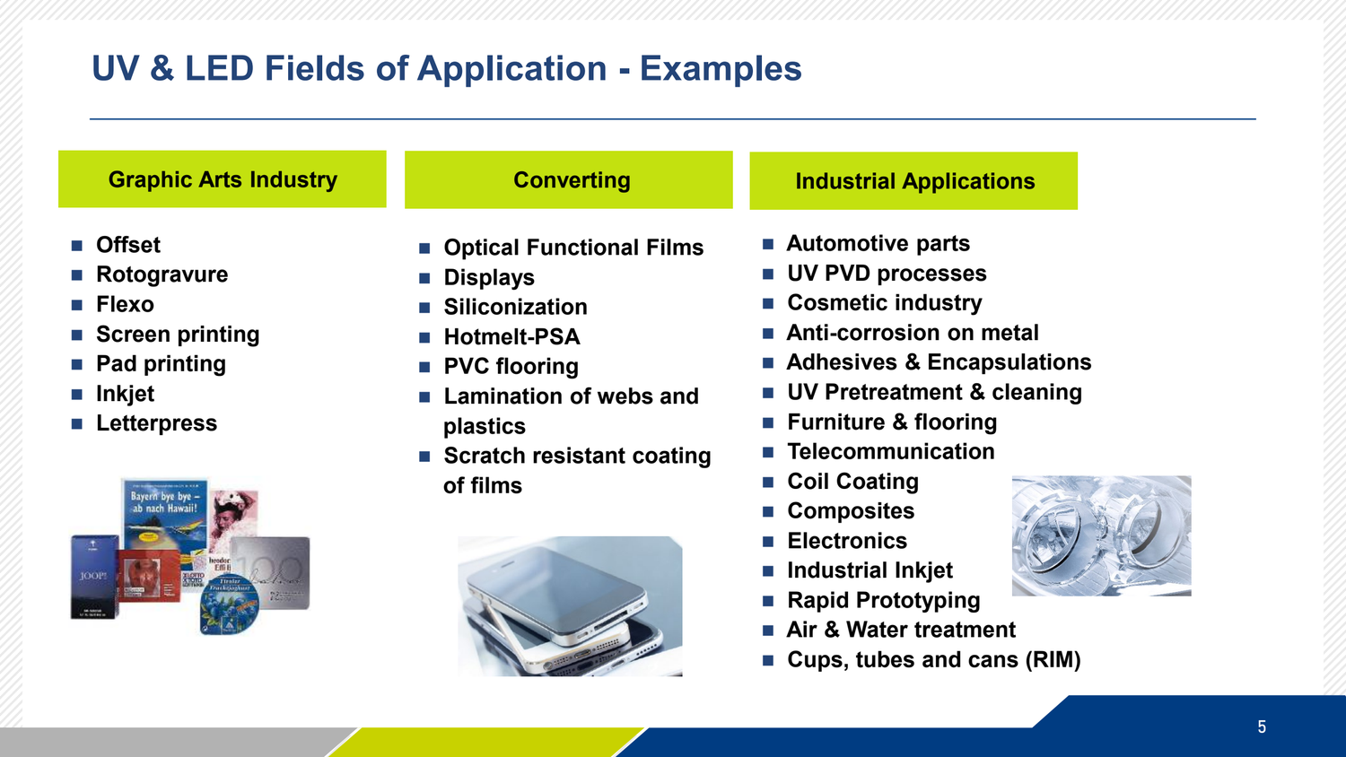# UV & LED Fields of Application - Examples

### Graphic Arts Industry

- Offset
- Rotogravure
- Flexo
- Screen printing
- Pad printing
- Inkjet
- Letterpress

### Converting

- Optical Functional Films
- Displays
- Siliconization
- Hotmelt-PSA
- PVC flooring
- Lamination of webs and plastics
- Scratch resistant coating of films

### Industrial Applications

- Automotive parts
- UV PVD processes
- Cosmetic industry
- Anti-corrosion on metal
- Adhesives & Encapsulations
- UV Pretreatment & cleaning
- Furniture & flooring
- Telecommunication
- Coil Coating
- Composites
- Electronics
- Industrial Inkjet
- Rapid Prototyping
- Air & Water treatment
- Cups, tubes and cans (RIM)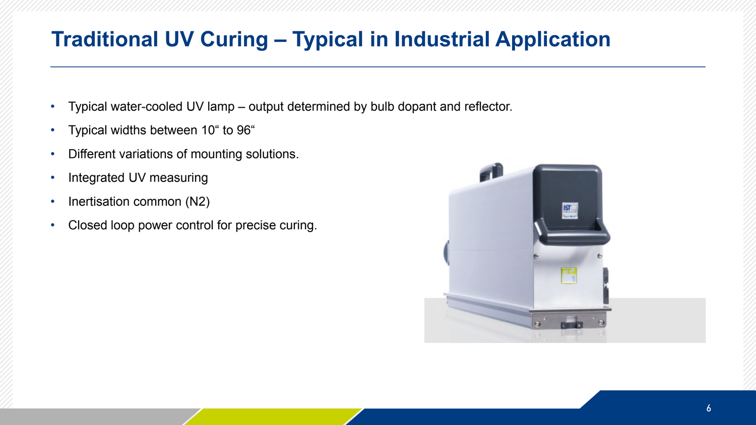# Traditional UV Curing – Typical in Industrial Application

- Typical water-cooled UV lamp – output determined by bulb dopant and reflector.
- Typical widths between 10“ to 96“
- Different variations of mounting solutions.
- Integrated UV measuring
- Inertisation common (N2)
- Closed loop power control for precise curing.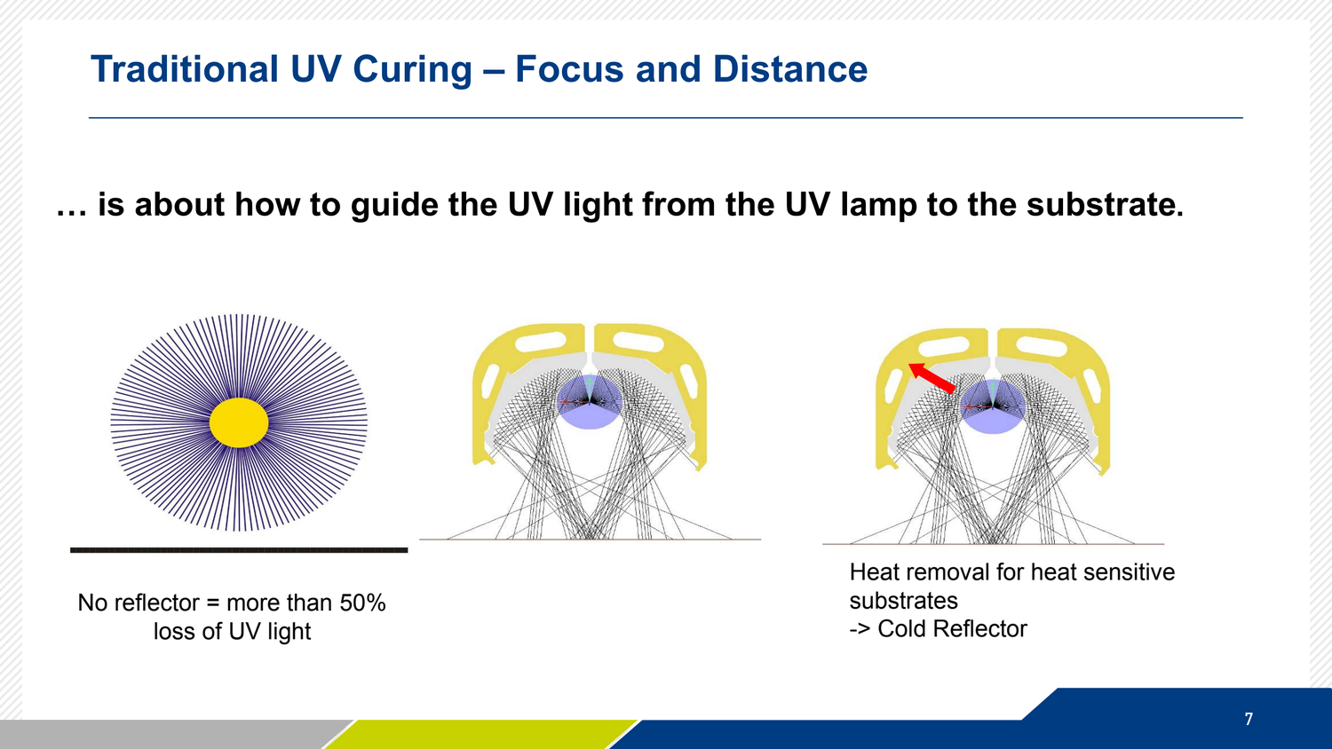# Traditional UV Curing – Focus and Distance

**… is about how to guide the UV light from the UV lamp to the substrate.**

No reflector = more than 50% loss of UV light

Heat removal for heat sensitive substrates
-> Cold Reflector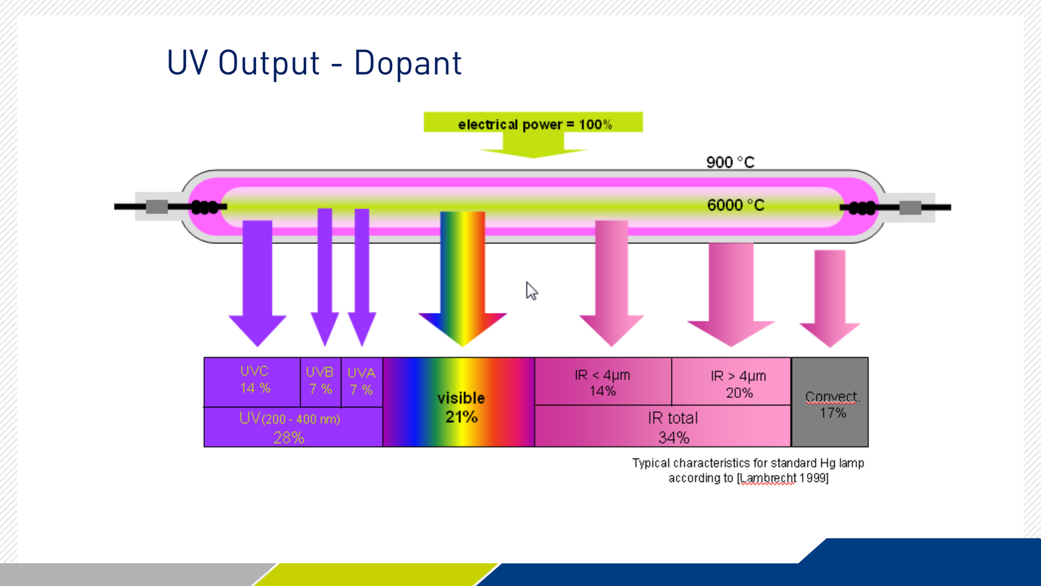# UV Output - Dopant

electrical power = 100%

900 °C

6000 °C

| UVC 14 % | UVB 7 % | UVA 7 % | visible 21% | IR < 4µm 14% | IR > 4µm 20% | Convect. 17% |
|---|---|---|---|---|---|---|
| UV (200 - 400 nm) 28% | | | | IR total 34% | | |

Typical characteristics for standard Hg lamp according to [Lambrecht 1999]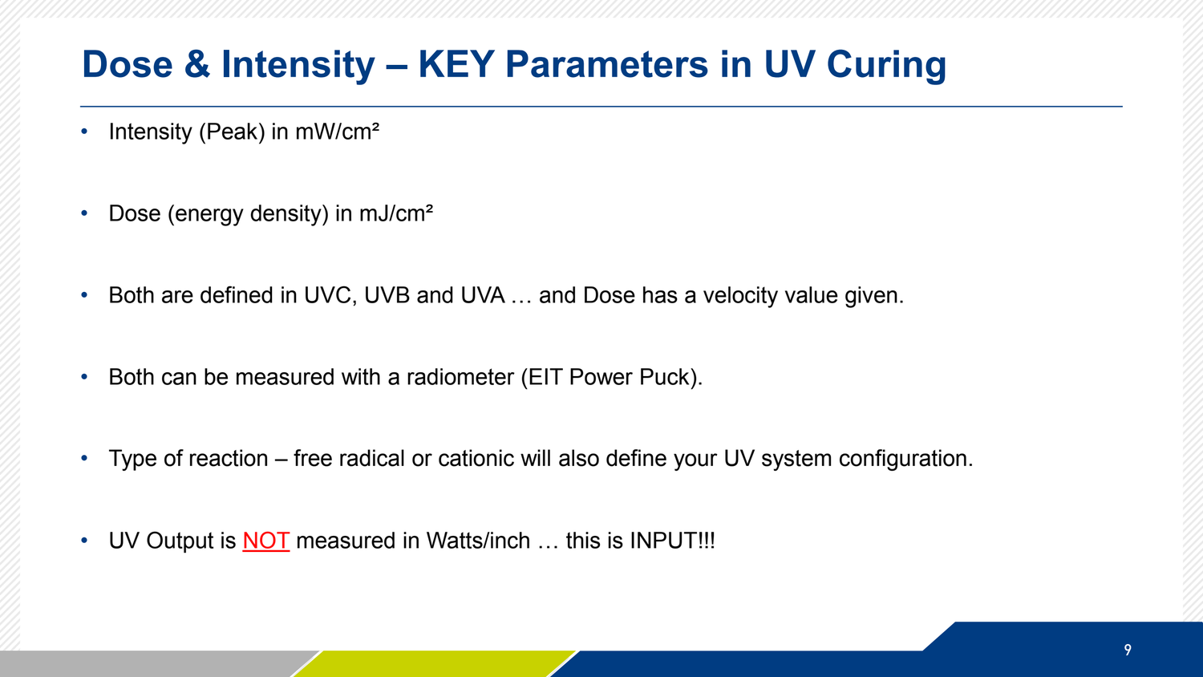# Dose & Intensity – KEY Parameters in UV Curing

- Intensity (Peak) in $mW/cm^2$
- Dose (energy density) in $mJ/cm^2$
- Both are defined in UVC, UVB and UVA … and Dose has a velocity value given.
- Both can be measured with a radiometer (EIT Power Puck).
- Type of reaction – free radical or cationic will also define your UV system configuration.
- UV Output is NOT measured in Watts/inch … this is INPUT!!!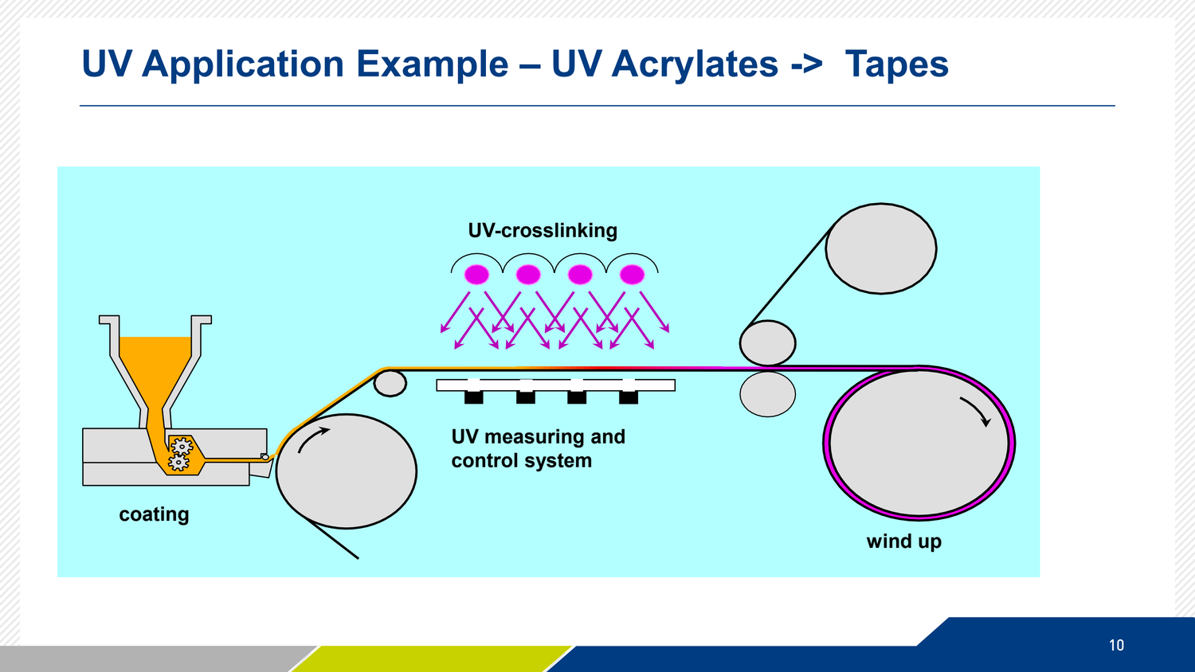# UV Application Example – UV Acrylates -> Tapes

UV-crosslinking

coating

UV measuring and control system

wind up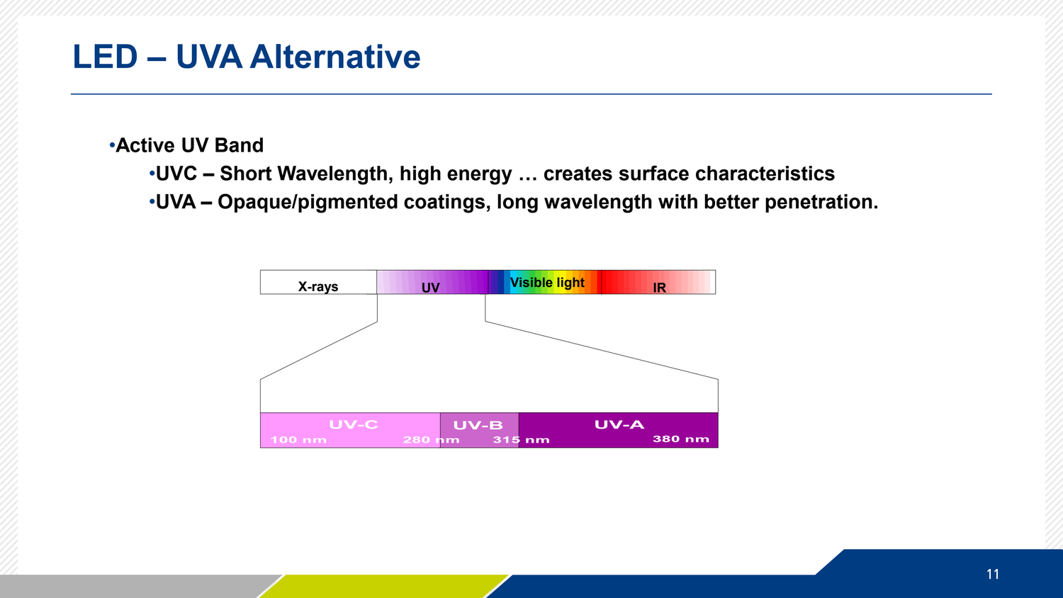# LED – UVA Alternative

- Active UV Band
  - UVC – Short Wavelength, high energy … creates surface characteristics
  - UVA – Opaque/pigmented coatings, long wavelength with better penetration.

X-rays | UV | Visible light | IR

UV-C 100 nm 280 nm | UV-B 315 nm | UV-A 380 nm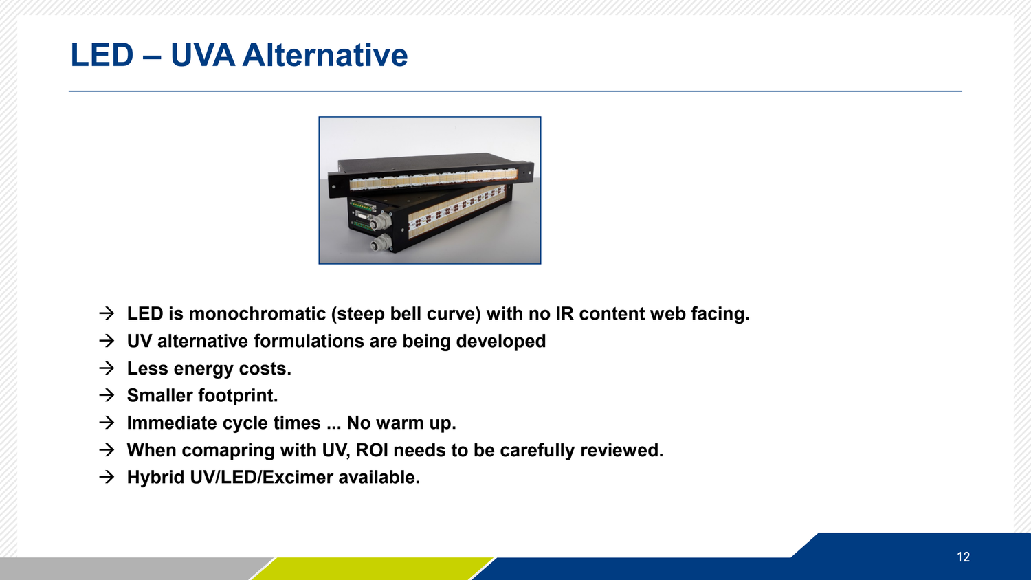# LED – UVA Alternative

- → LED is monochromatic (steep bell curve) with no IR content web facing.
- → UV alternative formulations are being developed
- → Less energy costs.
- → Smaller footprint.
- → Immediate cycle times ... No warm up.
- → When comapring with UV, ROI needs to be carefully reviewed.
- → Hybrid UV/LED/Excimer available.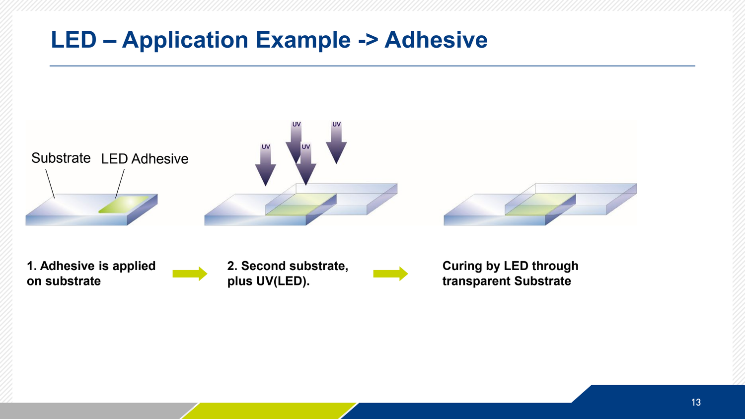# LED – Application Example -> Adhesive

Substrate LED Adhesive

UV UV UV UV

**1. Adhesive is applied on substrate**

**2. Second substrate, plus UV(LED).**

**Curing by LED through transparent Substrate**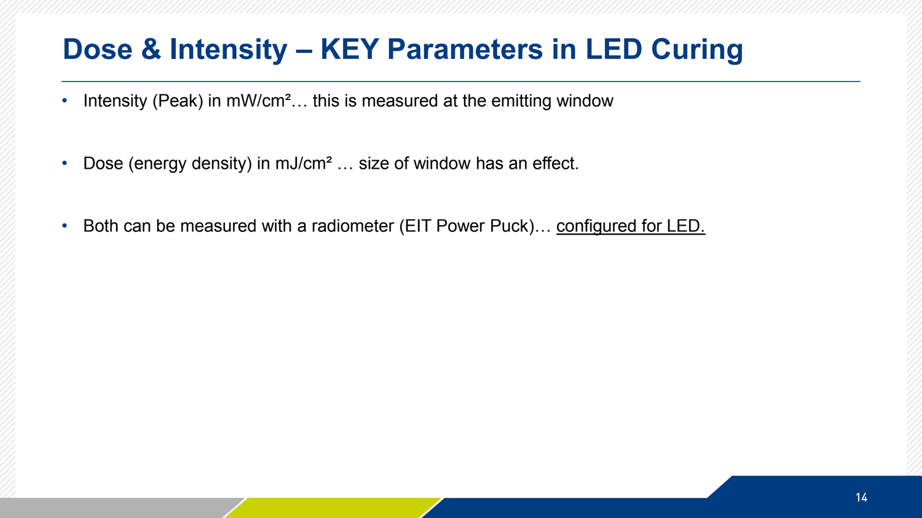# Dose & Intensity – KEY Parameters in LED Curing

- Intensity (Peak) in $mW/cm^2$… this is measured at the emitting window
- Dose (energy density) in $mJ/cm^2$ … size of window has an effect.
- Both can be measured with a radiometer (EIT Power Puck)… <u>configured for LED.</u>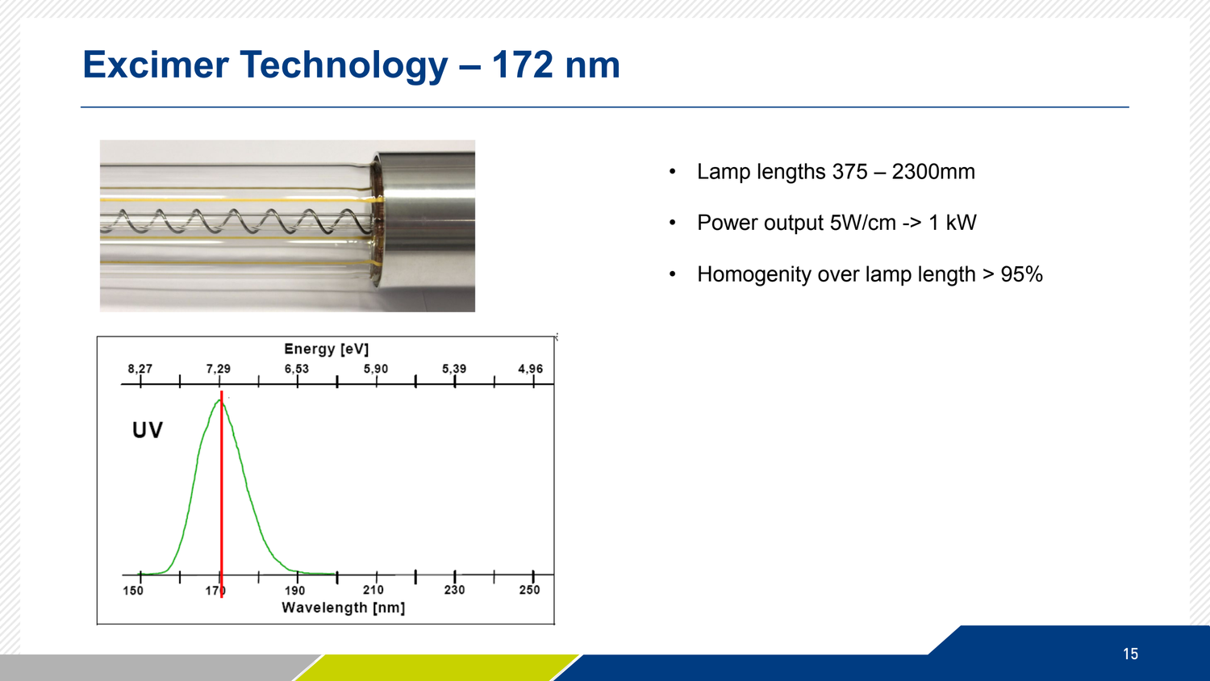# Excimer Technology – 172 nm

- Lamp lengths 375 – 2300mm
- Power output 5W/cm -> 1 kW
- Homogenity over lamp length > 95%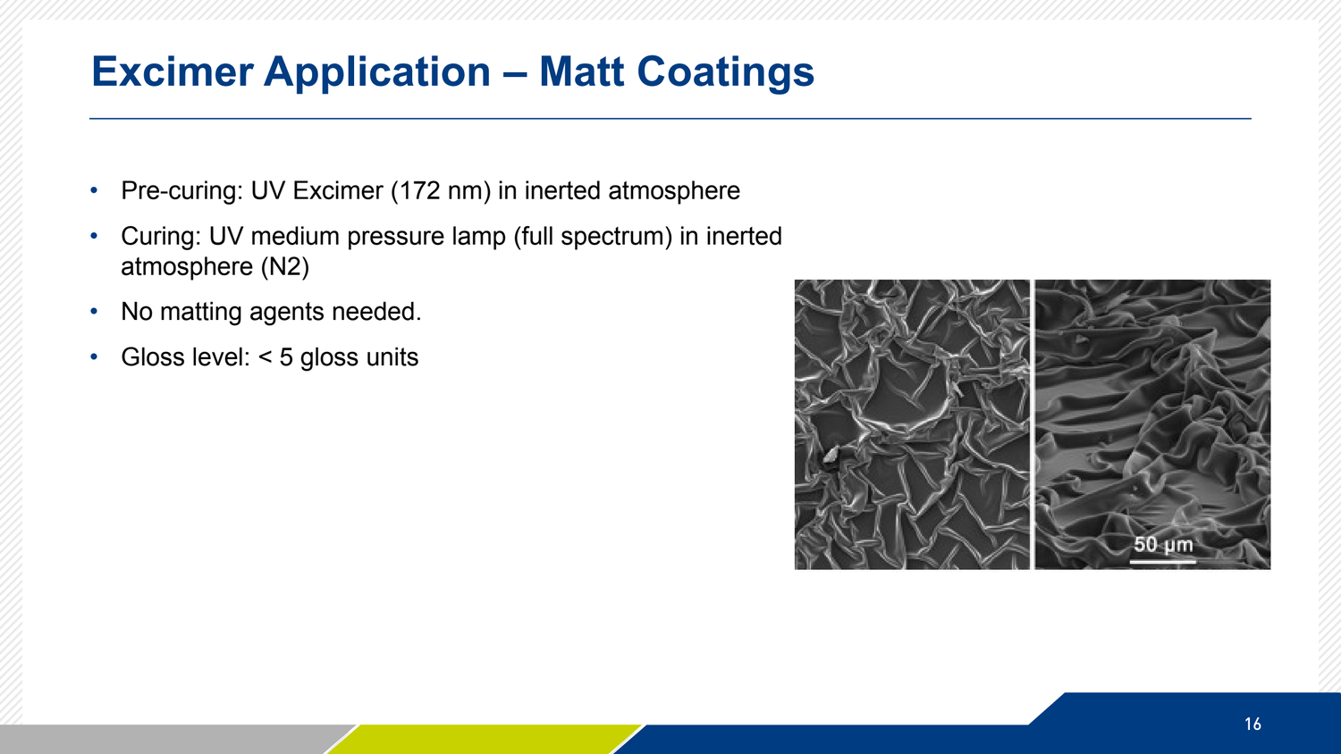# Excimer Application – Matt Coatings

- Pre-curing: UV Excimer (172 nm) in inerted atmosphere
- Curing: UV medium pressure lamp (full spectrum) in inerted atmosphere ($N_2$)
- No matting agents needed.
- Gloss level: < 5 gloss units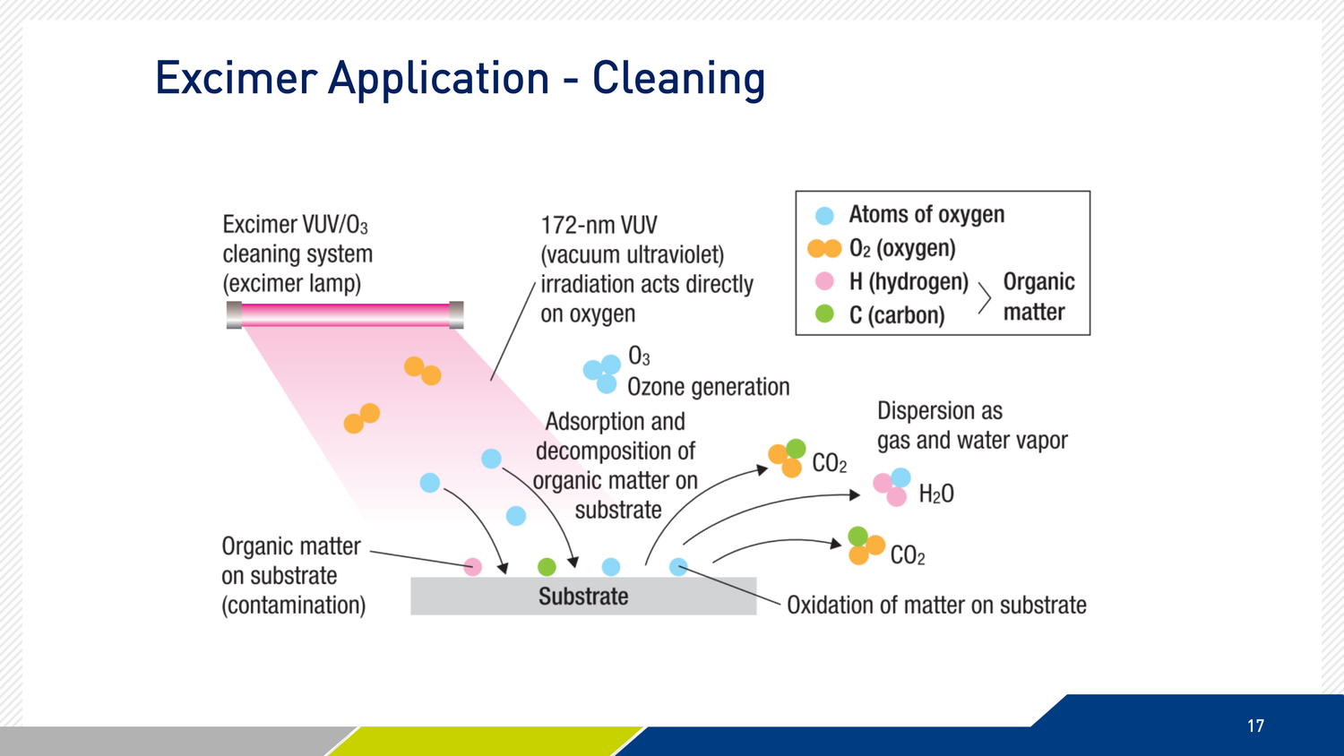# Excimer Application - Cleaning

Excimer VUV/$O_3$ cleaning system (excimer lamp)

172-nm VUV (vacuum ultraviolet) irradiation acts directly on oxygen

$O_3$ Ozone generation

Adsorption and decomposition of organic matter on substrate

Dispersion as gas and water vapor

$CO_2$

$H_2O$

$CO_2$

Organic matter on substrate (contamination)

Substrate

Oxidation of matter on substrate

- Atoms of oxygen
- $O_2$ (oxygen)
- H (hydrogen) — Organic matter
- C (carbon) — Organic matter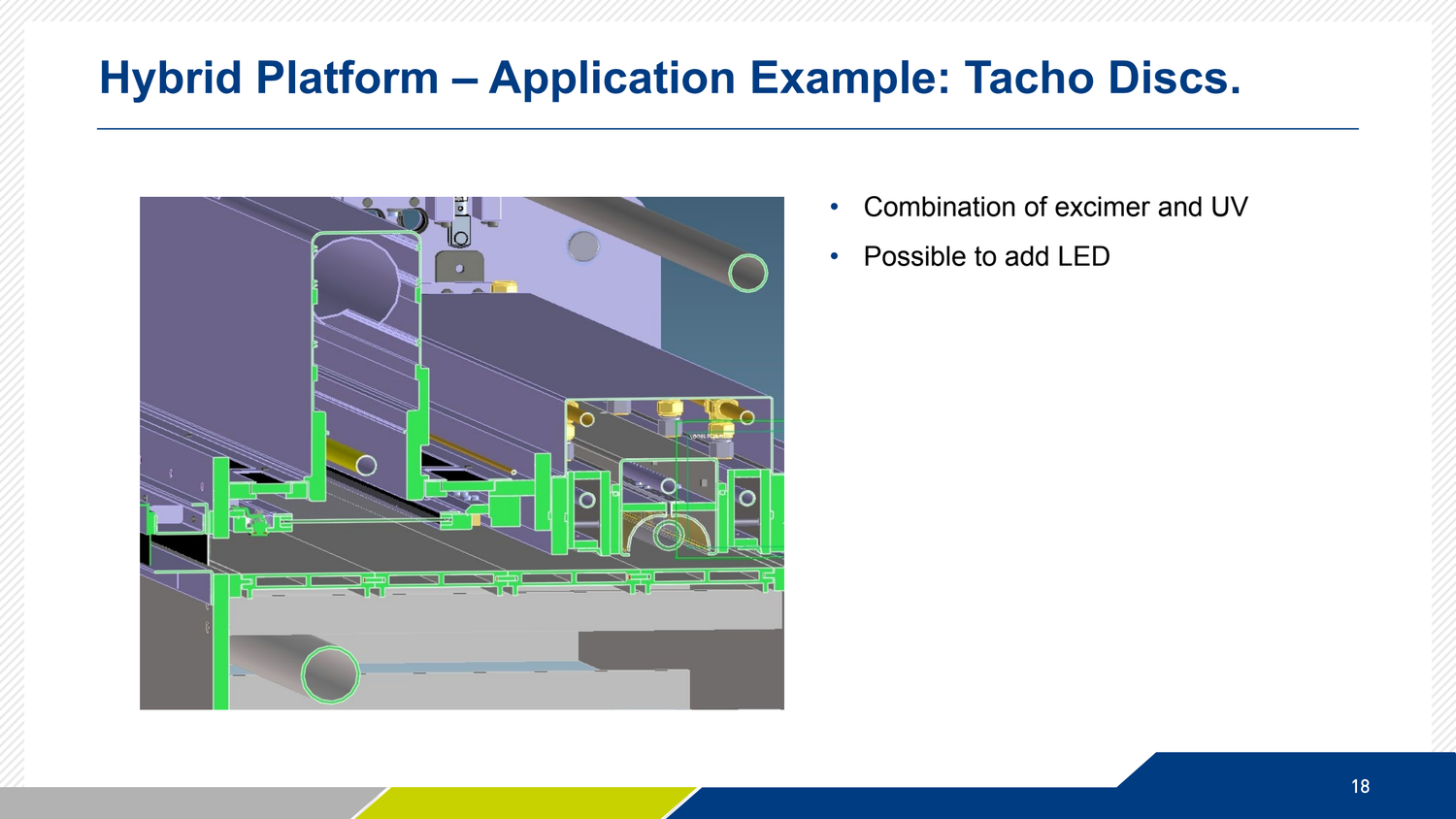# Hybrid Platform – Application Example: Tacho Discs.

- Combination of excimer and UV
- Possible to add LED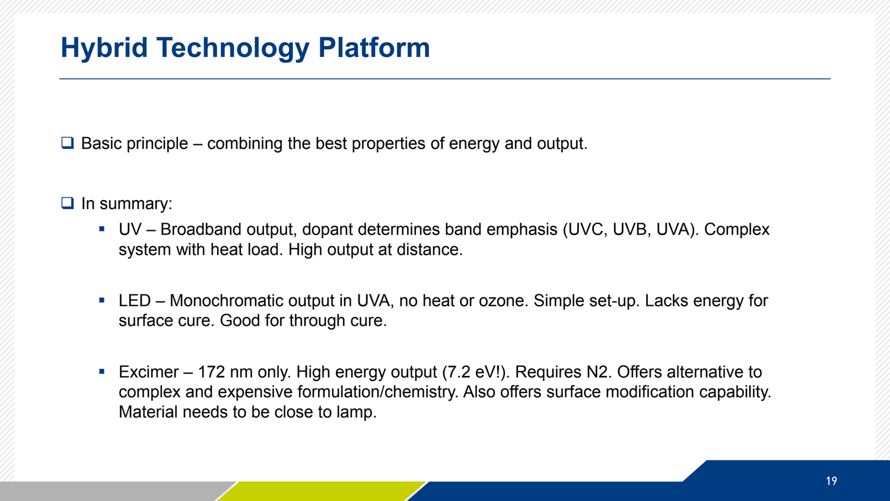# Hybrid Technology Platform

- Basic principle – combining the best properties of energy and output.

- In summary:
  - UV – Broadband output, dopant determines band emphasis (UVC, UVB, UVA). Complex system with heat load. High output at distance.
  - LED – Monochromatic output in UVA, no heat or ozone. Simple set-up. Lacks energy for surface cure. Good for through cure.
  - Excimer – 172 nm only. High energy output (7.2 eV!). Requires $N_2$. Offers alternative to complex and expensive formulation/chemistry. Also offers surface modification capability. Material needs to be close to lamp.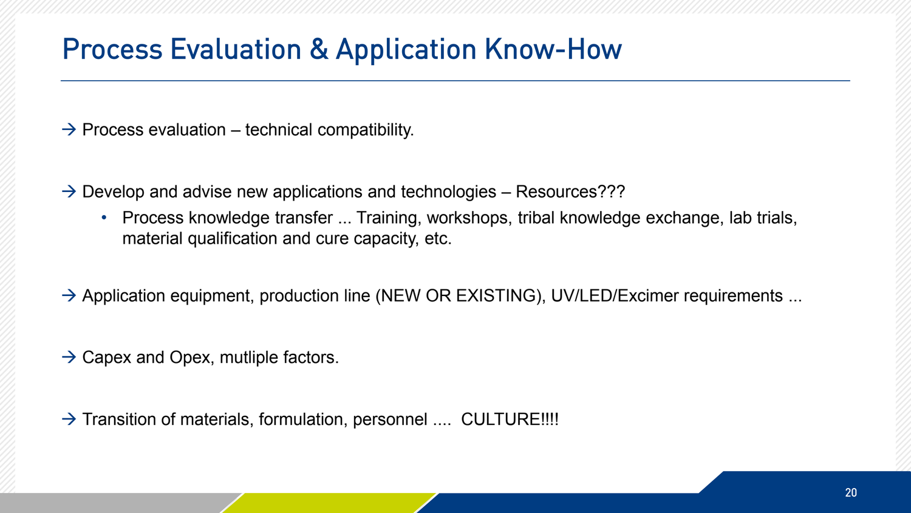# Process Evaluation & Application Know-How

→ Process evaluation – technical compatibility.

→ Develop and advise new applications and technologies – Resources???

- Process knowledge transfer ... Training, workshops, tribal knowledge exchange, lab trials, material qualification and cure capacity, etc.

→ Application equipment, production line (NEW OR EXISTING), UV/LED/Excimer requirements ...

→ Capex and Opex, mutliple factors.

→ Transition of materials, formulation, personnel .... CULTURE!!!!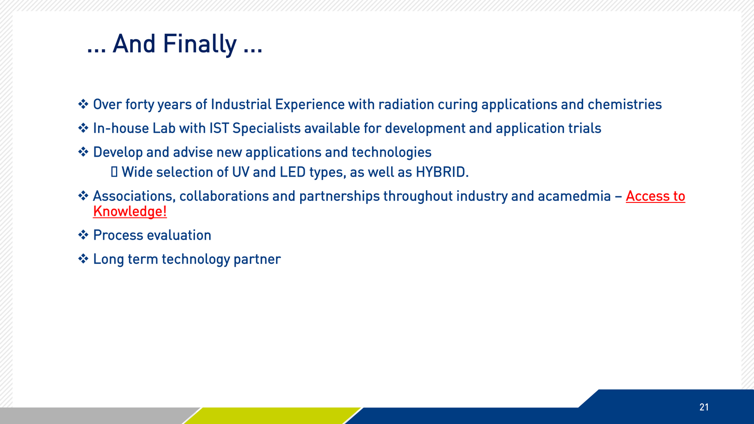# … And Finally …

- Over forty years of Industrial Experience with radiation curing applications and chemistries
- In-house Lab with IST Specialists available for development and application trials
- Develop and advise new applications and technologies
  - Wide selection of UV and LED types, as well as HYBRID.
- Associations, collaborations and partnerships throughout industry and acamedmia – Access to Knowledge!
- Process evaluation
- Long term technology partner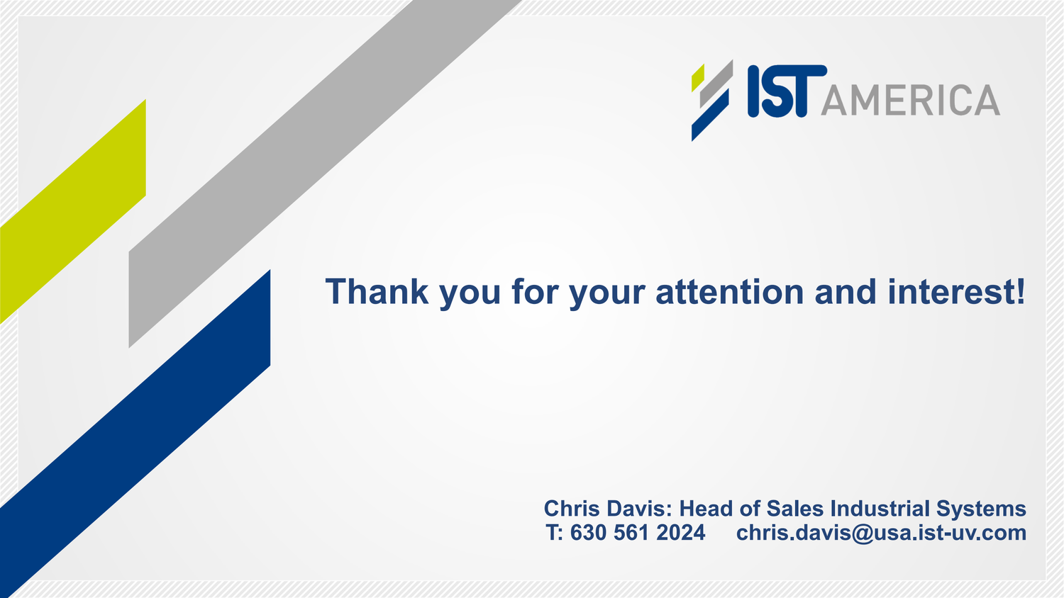IST AMERICA

**Thank you for your attention and interest!**

Chris Davis: Head of Sales Industrial Systems
T: 630 561 2024 chris.davis@usa.ist-uv.com